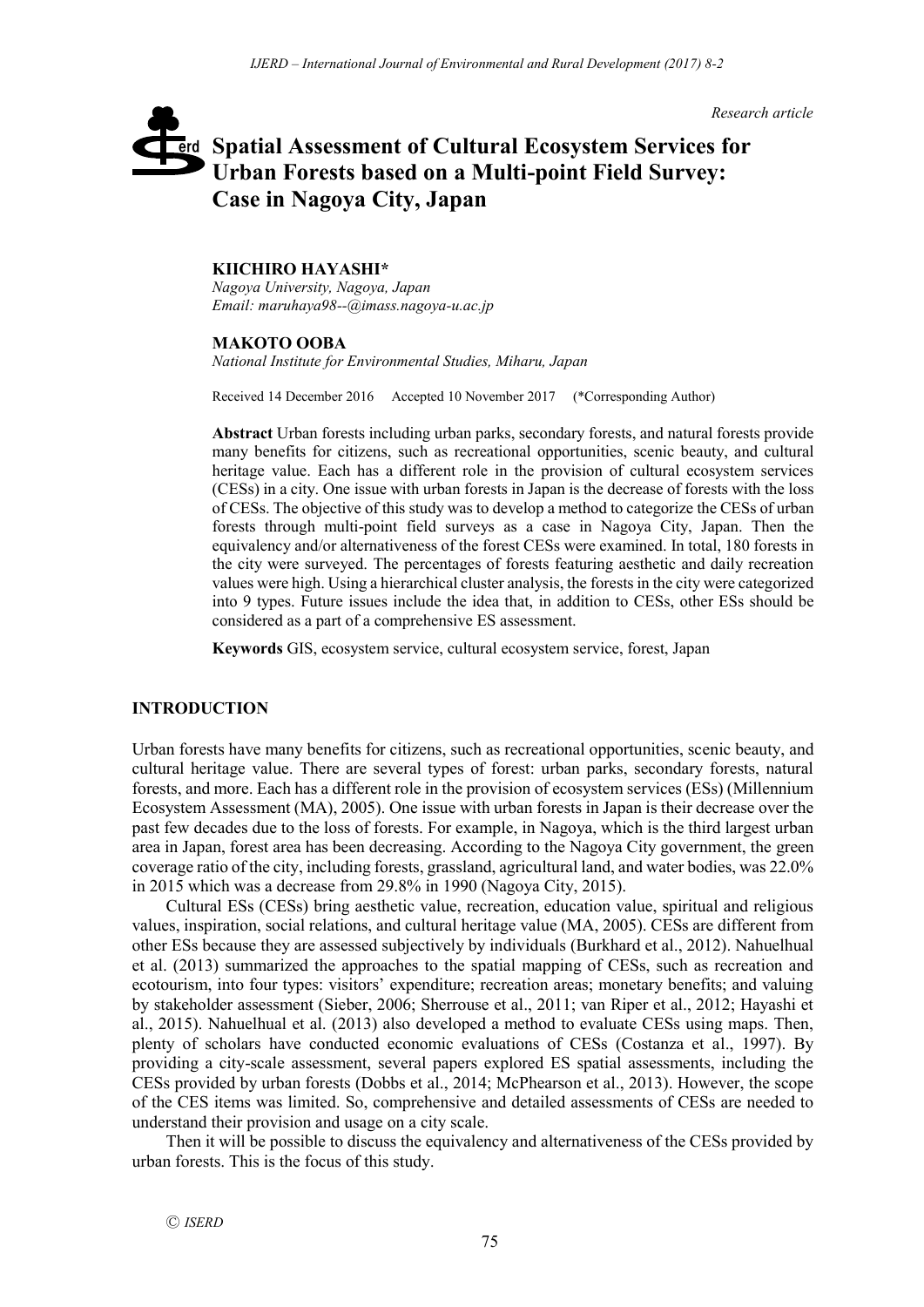*Research article*

# Spatial Assessment of Cultural Ecosystem Services for Urban Forests based on a Multi-point Field Survey: Case in Nagoya City, Japan

**KIICHIRO HAYASHI***
*Nagoya University, Nagoya, Japan*
*Email: maruhaya98--@imass.nagoya-u.ac.jp*

**MAKOTO OOBA**
*National Institute for Environmental Studies, Miharu, Japan*

Received 14 December 2016 Accepted 10 November 2017 (*Corresponding Author)

**Abstract** Urban forests including urban parks, secondary forests, and natural forests provide many benefits for citizens, such as recreational opportunities, scenic beauty, and cultural heritage value. Each has a different role in the provision of cultural ecosystem services (CESs) in a city. One issue with urban forests in Japan is the decrease of forests with the loss of CESs. The objective of this study was to develop a method to categorize the CESs of urban forests through multi-point field surveys as a case in Nagoya City, Japan. Then the equivalency and/or alternativeness of the forest CESs were examined. In total, 180 forests in the city were surveyed. The percentages of forests featuring aesthetic and daily recreation values were high. Using a hierarchical cluster analysis, the forests in the city were categorized into 9 types. Future issues include the idea that, in addition to CESs, other ESs should be considered as a part of a comprehensive ES assessment.

**Keywords** GIS, ecosystem service, cultural ecosystem service, forest, Japan

## INTRODUCTION

Urban forests have many benefits for citizens, such as recreational opportunities, scenic beauty, and cultural heritage value. There are several types of forest: urban parks, secondary forests, natural forests, and more. Each has a different role in the provision of ecosystem services (ESs) (Millennium Ecosystem Assessment (MA), 2005). One issue with urban forests in Japan is their decrease over the past few decades due to the loss of forests. For example, in Nagoya, which is the third largest urban area in Japan, forest area has been decreasing. According to the Nagoya City government, the green coverage ratio of the city, including forests, grassland, agricultural land, and water bodies, was 22.0% in 2015 which was a decrease from 29.8% in 1990 (Nagoya City, 2015).

Cultural ESs (CESs) bring aesthetic value, recreation, education value, spiritual and religious values, inspiration, social relations, and cultural heritage value (MA, 2005). CESs are different from other ESs because they are assessed subjectively by individuals (Burkhard et al., 2012). Nahuelhual et al. (2013) summarized the approaches to the spatial mapping of CESs, such as recreation and ecotourism, into four types: visitors' expenditure; recreation areas; monetary benefits; and valuing by stakeholder assessment (Sieber, 2006; Sherrouse et al., 2011; van Riper et al., 2012; Hayashi et al., 2015). Nahuelhual et al. (2013) also developed a method to evaluate CESs using maps. Then, plenty of scholars have conducted economic evaluations of CESs (Costanza et al., 1997). By providing a city-scale assessment, several papers explored ES spatial assessments, including the CESs provided by urban forests (Dobbs et al., 2014; McPhearson et al., 2013). However, the scope of the CES items was limited. So, comprehensive and detailed assessments of CESs are needed to understand their provision and usage on a city scale.

Then it will be possible to discuss the equivalency and alternativeness of the CESs provided by urban forests. This is the focus of this study.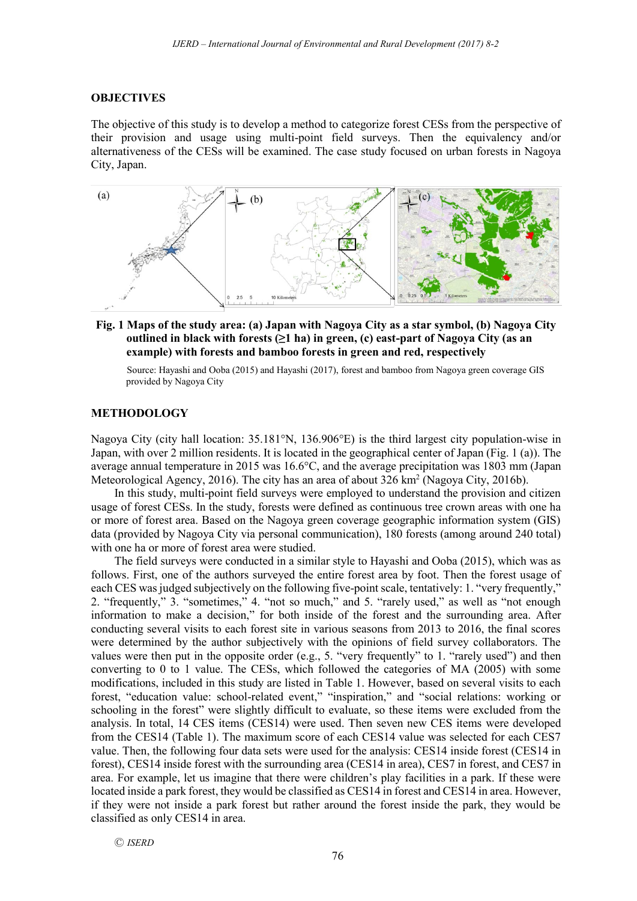## OBJECTIVES

The objective of this study is to develop a method to categorize forest CESs from the perspective of their provision and usage using multi-point field surveys. Then the equivalency and/or alternativeness of the CESs will be examined. The case study focused on urban forests in Nagoya City, Japan.

**Fig. 1 Maps of the study area: (a) Japan with Nagoya City as a star symbol, (b) Nagoya City outlined in black with forests (≥1 ha) in green, (c) east-part of Nagoya City (as an example) with forests and bamboo forests in green and red, respectively**

Source: Hayashi and Ooba (2015) and Hayashi (2017), forest and bamboo from Nagoya green coverage GIS provided by Nagoya City

## METHODOLOGY

Nagoya City (city hall location: 35.181°N, 136.906°E) is the third largest city population-wise in Japan, with over 2 million residents. It is located in the geographical center of Japan (Fig. 1 (a)). The average annual temperature in 2015 was 16.6°C, and the average precipitation was 1803 mm (Japan Meteorological Agency, 2016). The city has an area of about 326 km$^2$ (Nagoya City, 2016b).

In this study, multi-point field surveys were employed to understand the provision and citizen usage of forest CESs. In the study, forests were defined as continuous tree crown areas with one ha or more of forest area. Based on the Nagoya green coverage geographic information system (GIS) data (provided by Nagoya City via personal communication), 180 forests (among around 240 total) with one ha or more of forest area were studied.

The field surveys were conducted in a similar style to Hayashi and Ooba (2015), which was as follows. First, one of the authors surveyed the entire forest area by foot. Then the forest usage of each CES was judged subjectively on the following five-point scale, tentatively: 1. "very frequently," 2. "frequently," 3. "sometimes," 4. "not so much," and 5. "rarely used," as well as "not enough information to make a decision," for both inside of the forest and the surrounding area. After conducting several visits to each forest site in various seasons from 2013 to 2016, the final scores were determined by the author subjectively with the opinions of field survey collaborators. The values were then put in the opposite order (e.g., 5. "very frequently" to 1. "rarely used") and then converting to 0 to 1 value. The CESs, which followed the categories of MA (2005) with some modifications, included in this study are listed in Table 1. However, based on several visits to each forest, "education value: school-related event," "inspiration," and "social relations: working or schooling in the forest" were slightly difficult to evaluate, so these items were excluded from the analysis. In total, 14 CES items (CES14) were used. Then seven new CES items were developed from the CES14 (Table 1). The maximum score of each CES14 value was selected for each CES7 value. Then, the following four data sets were used for the analysis: CES14 inside forest (CES14 in forest), CES14 inside forest with the surrounding area (CES14 in area), CES7 in forest, and CES7 in area. For example, let us imagine that there were children's play facilities in a park. If these were located inside a park forest, they would be classified as CES14 in forest and CES14 in area. However, if they were not inside a park forest but rather around the forest inside the park, they would be classified as only CES14 in area.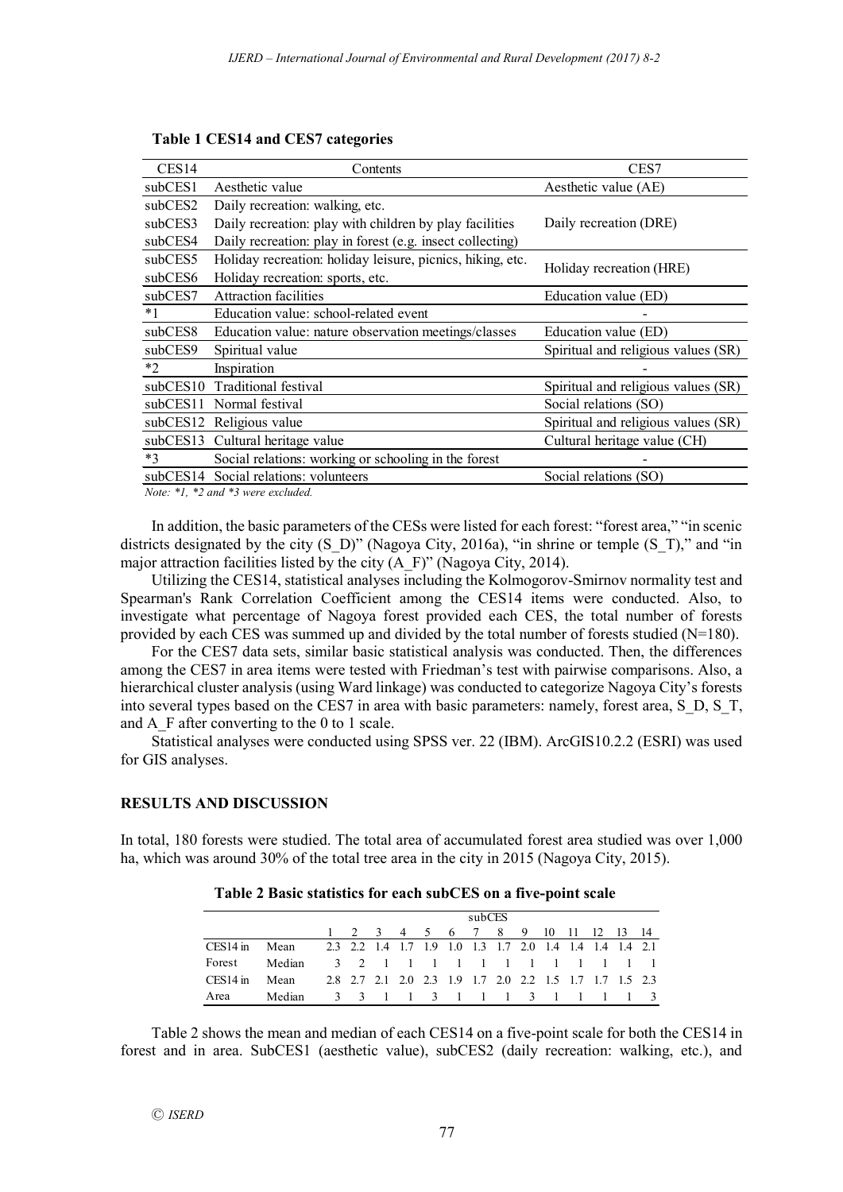**Table 1 CES14 and CES7 categories**

| CES14 | Contents | CES7 |
|---|---|---|
| subCES1 | Aesthetic value | Aesthetic value (AE) |
| subCES2 | Daily recreation: walking, etc. | Daily recreation (DRE) |
| subCES3 | Daily recreation: play with children by play facilities | |
| subCES4 | Daily recreation: play in forest (e.g. insect collecting) | |
| subCES5 | Holiday recreation: holiday leisure, picnics, hiking, etc. | Holiday recreation (HRE) |
| subCES6 | Holiday recreation: sports, etc. | |
| subCES7 | Attraction facilities | Education value (ED) |
| *1 | Education value: school-related event | - |
| subCES8 | Education value: nature observation meetings/classes | Education value (ED) |
| subCES9 | Spiritual value | Spiritual and religious values (SR) |
| *2 | Inspiration | - |
| subCES10 | Traditional festival | Spiritual and religious values (SR) |
| subCES11 | Normal festival | Social relations (SO) |
| subCES12 | Religious value | Spiritual and religious values (SR) |
| subCES13 | Cultural heritage value | Cultural heritage value (CH) |
| *3 | Social relations: working or schooling in the forest | - |
| subCES14 | Social relations: volunteers | Social relations (SO) |

*Note: *1, *2 and *3 were excluded.*

In addition, the basic parameters of the CESs were listed for each forest: "forest area," "in scenic districts designated by the city (S_D)" (Nagoya City, 2016a), "in shrine or temple (S_T)," and "in major attraction facilities listed by the city (A_F)" (Nagoya City, 2014).

Utilizing the CES14, statistical analyses including the Kolmogorov-Smirnov normality test and Spearman's Rank Correlation Coefficient among the CES14 items were conducted. Also, to investigate what percentage of Nagoya forest provided each CES, the total number of forests provided by each CES was summed up and divided by the total number of forests studied (N=180).

For the CES7 data sets, similar basic statistical analysis was conducted. Then, the differences among the CES7 in area items were tested with Friedman's test with pairwise comparisons. Also, a hierarchical cluster analysis (using Ward linkage) was conducted to categorize Nagoya City's forests into several types based on the CES7 in area with basic parameters: namely, forest area, S_D, S_T, and A_F after converting to the 0 to 1 scale.

Statistical analyses were conducted using SPSS ver. 22 (IBM). ArcGIS10.2.2 (ESRI) was used for GIS analyses.

## RESULTS AND DISCUSSION

In total, 180 forests were studied. The total area of accumulated forest area studied was over 1,000 ha, which was around 30% of the total tree area in the city in 2015 (Nagoya City, 2015).

**Table 2 Basic statistics for each subCES on a five-point scale**

| | | subCES | | | | | | | | | | | | | |
|---|---|---|---|---|---|---|---|---|---|---|---|---|---|---|---|
| | | 1 | 2 | 3 | 4 | 5 | 6 | 7 | 8 | 9 | 10 | 11 | 12 | 13 | 14 |
| CES14 in Forest | Mean | 2.3 | 2.2 | 1.4 | 1.7 | 1.9 | 1.0 | 1.3 | 1.7 | 2.0 | 1.4 | 1.4 | 1.4 | 1.4 | 2.1 |
| | Median | 3 | 2 | 1 | 1 | 1 | 1 | 1 | 1 | 1 | 1 | 1 | 1 | 1 | 1 |
| CES14 in Area | Mean | 2.8 | 2.7 | 2.1 | 2.0 | 2.3 | 1.9 | 1.7 | 2.0 | 2.2 | 1.5 | 1.7 | 1.7 | 1.5 | 2.3 |
| | Median | 3 | 3 | 1 | 1 | 3 | 1 | 1 | 1 | 3 | 1 | 1 | 1 | 1 | 3 |

Table 2 shows the mean and median of each CES14 on a five-point scale for both the CES14 in forest and in area. SubCES1 (aesthetic value), subCES2 (daily recreation: walking, etc.), and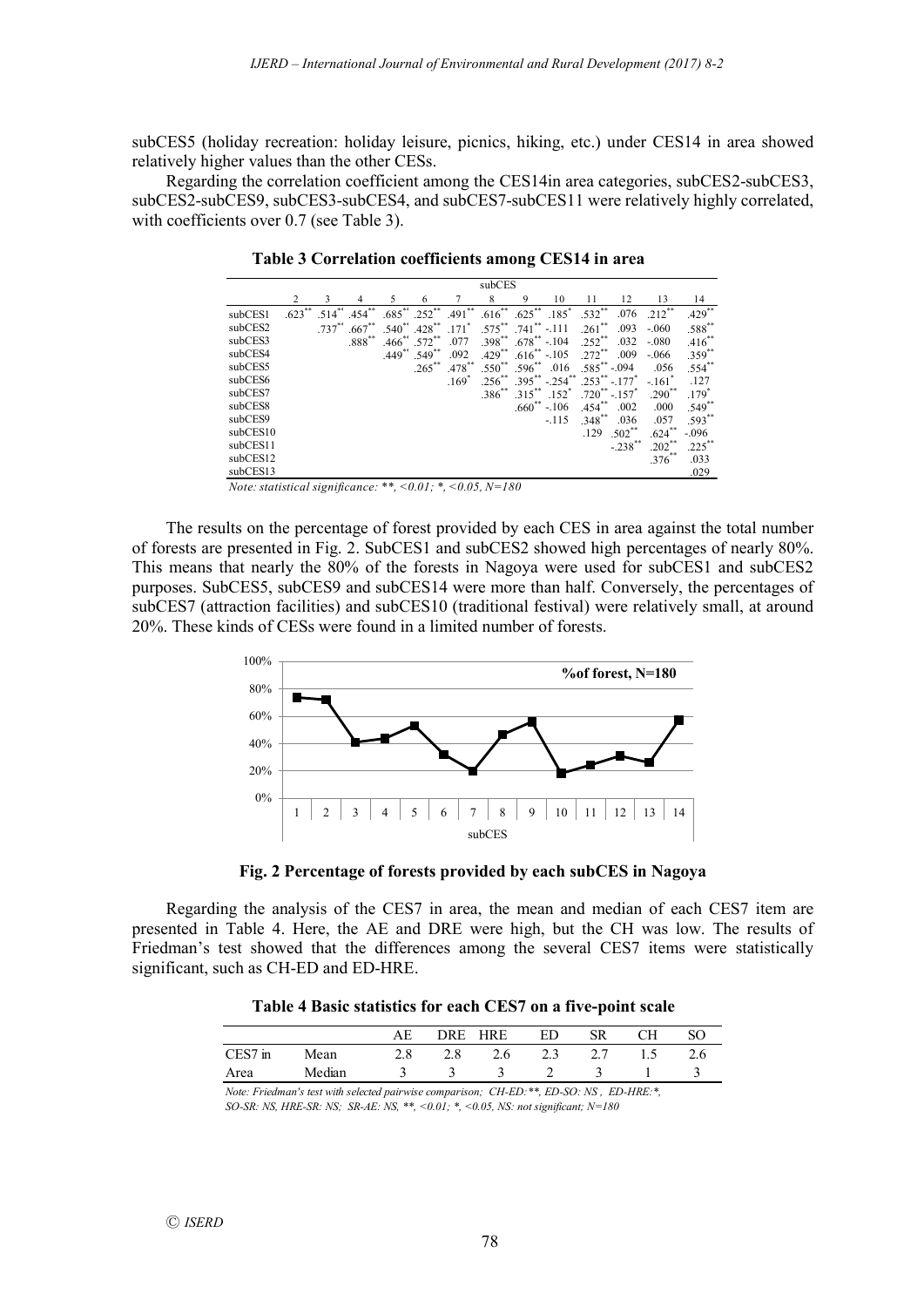subCES5 (holiday recreation: holiday leisure, picnics, hiking, etc.) under CES14 in area showed relatively higher values than the other CESs.

Regarding the correlation coefficient among the CES14in area categories, subCES2-subCES3, subCES2-subCES9, subCES3-subCES4, and subCES7-subCES11 were relatively highly correlated, with coefficients over 0.7 (see Table 3).

**Table 3 Correlation coefficients among CES14 in area**

| | subCES | | | | | | | | | | | | |
|---|---|---|---|---|---|---|---|---|---|---|---|---|---|
| | 2 | 3 | 4 | 5 | 6 | 7 | 8 | 9 | 10 | 11 | 12 | 13 | 14 |
| subCES1 | .623** | .514** | .454** | .685** | .252** | .491** | .616** | .625** | .185* | .532** | .076 | .212** | .429** |
| subCES2 | | .737** | .667** | .540** | .428** | .171* | .575** | .741** | -.111 | .261** | .093 | -.060 | .588** |
| subCES3 | | | .888** | .466** | .572** | .077 | .398** | .678** | -.104 | .252** | .032 | -.080 | .416** |
| subCES4 | | | | .449** | .549** | .092 | .429** | .616** | -.105 | .272** | .009 | -.066 | .359** |
| subCES5 | | | | | .265** | .478** | .550** | .596** | .016 | .585** | -.094 | .056 | .554** |
| subCES6 | | | | | | .169* | .256** | .395** | -.254** | .253** | -.177* | -.161* | .127 |
| subCES7 | | | | | | | .386** | .315** | .152* | .720** | -.157* | .290** | .179* |
| subCES8 | | | | | | | | .660** | -.106 | .454** | .002 | .000 | .549** |
| subCES9 | | | | | | | | | -.115 | .348** | .036 | .057 | .593** |
| subCES10 | | | | | | | | | | .129 | .502** | .624** | -.096 |
| subCES11 | | | | | | | | | | | -.238** | .202** | .225** |
| subCES12 | | | | | | | | | | | | .376** | .033 |
| subCES13 | | | | | | | | | | | | | .029 |

*Note: statistical significance: **, <0.01; *, <0.05, N=180*

The results on the percentage of forest provided by each CES in area against the total number of forests are presented in Fig. 2. SubCES1 and subCES2 showed high percentages of nearly 80%. This means that nearly the 80% of the forests in Nagoya were used for subCES1 and subCES2 purposes. SubCES5, subCES9 and subCES14 were more than half. Conversely, the percentages of subCES7 (attraction facilities) and subCES10 (traditional festival) were relatively small, at around 20%. These kinds of CESs were found in a limited number of forests.

**Fig. 2 Percentage of forests provided by each subCES in Nagoya**

Regarding the analysis of the CES7 in area, the mean and median of each CES7 item are presented in Table 4. Here, the AE and DRE were high, but the CH was low. The results of Friedman's test showed that the differences among the several CES7 items were statistically significant, such as CH-ED and ED-HRE.

**Table 4 Basic statistics for each CES7 on a five-point scale**

| | | AE | DRE | HRE | ED | SR | CH | SO |
|---|---|---|---|---|---|---|---|---|
| CES7 in | Mean | 2.8 | 2.8 | 2.6 | 2.3 | 2.7 | 1.5 | 2.6 |
| Area | Median | 3 | 3 | 3 | 2 | 3 | 1 | 3 |

*Note: Friedman's test with selected pairwise comparison; CH-ED:**, ED-SO: NS , ED-HRE:*, SO-SR: NS, HRE-SR: NS; SR-AE: NS, **, <0.01; *, <0.05, NS: not significant; N=180*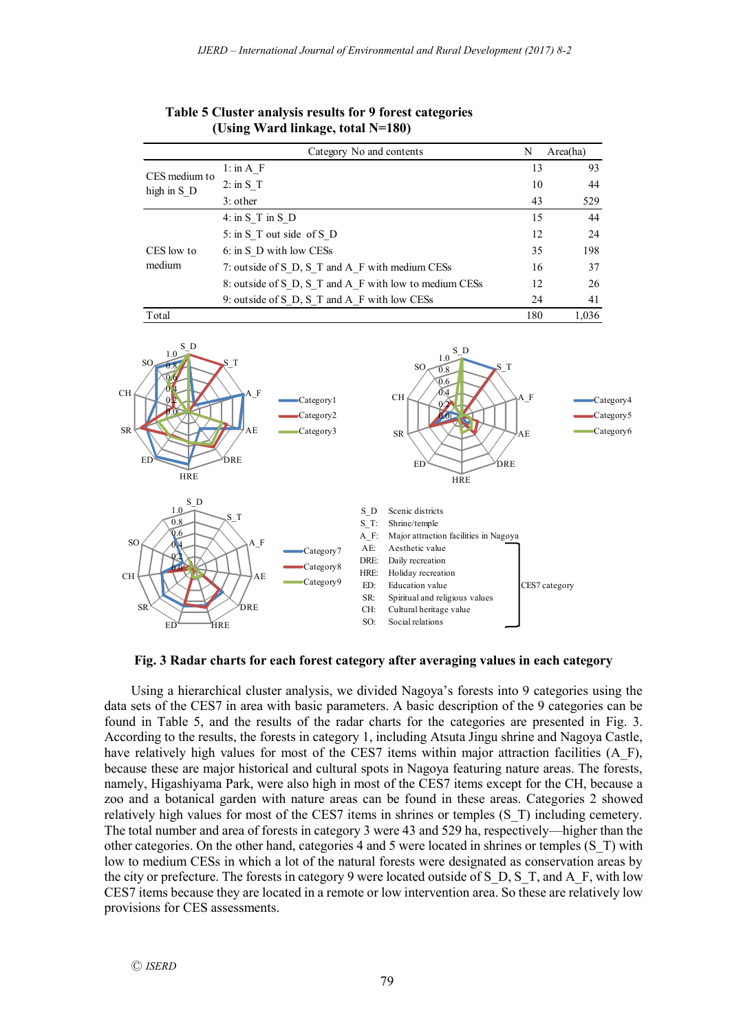**Table 5 Cluster analysis results for 9 forest categories (Using Ward linkage, total N=180)**

| | Category No and contents | N | Area(ha) |
|---|---|---|---|
| CES medium to high in S_D | 1: in A_F | 13 | 93 |
| | 2: in S_T | 10 | 44 |
| | 3: other | 43 | 529 |
| CES low to medium | 4: in S_T in S_D | 15 | 44 |
| | 5: in S_T out side of S_D | 12 | 24 |
| | 6: in S_D with low CESs | 35 | 198 |
| | 7: outside of S_D, S_T and A_F with medium CESs | 16 | 37 |
| | 8: outside of S_D, S_T and A_F with low to medium CESs | 12 | 26 |
| | 9: outside of S_D, S_T and A_F with low CESs | 24 | 41 |
| Total | | 180 | 1,036 |

S_D: Scenic districts
S_T: Shrine/temple
A_F: Major attraction facilities in Nagoya
AE: Aesthetic value
DRE: Daily recreation
HRE: Holiday recreation
ED: Education value
SR: Spiritual and religious values
CH: Cultural heritage value
SO: Social relations

(AE through SO: CES7 category)

**Fig. 3 Radar charts for each forest category after averaging values in each category**

Using a hierarchical cluster analysis, we divided Nagoya's forests into 9 categories using the data sets of the CES7 in area with basic parameters. A basic description of the 9 categories can be found in Table 5, and the results of the radar charts for the categories are presented in Fig. 3. According to the results, the forests in category 1, including Atsuta Jingu shrine and Nagoya Castle, have relatively high values for most of the CES7 items within major attraction facilities (A_F), because these are major historical and cultural spots in Nagoya featuring nature areas. The forests, namely, Higashiyama Park, were also high in most of the CES7 items except for the CH, because a zoo and a botanical garden with nature areas can be found in these areas. Categories 2 showed relatively high values for most of the CES7 items in shrines or temples (S_T) including cemetery. The total number and area of forests in category 3 were 43 and 529 ha, respectively—higher than the other categories. On the other hand, categories 4 and 5 were located in shrines or temples (S_T) with low to medium CESs in which a lot of the natural forests were designated as conservation areas by the city or prefecture. The forests in category 9 were located outside of S_D, S_T, and A_F, with low CES7 items because they are located in a remote or low intervention area. So these are relatively low provisions for CES assessments.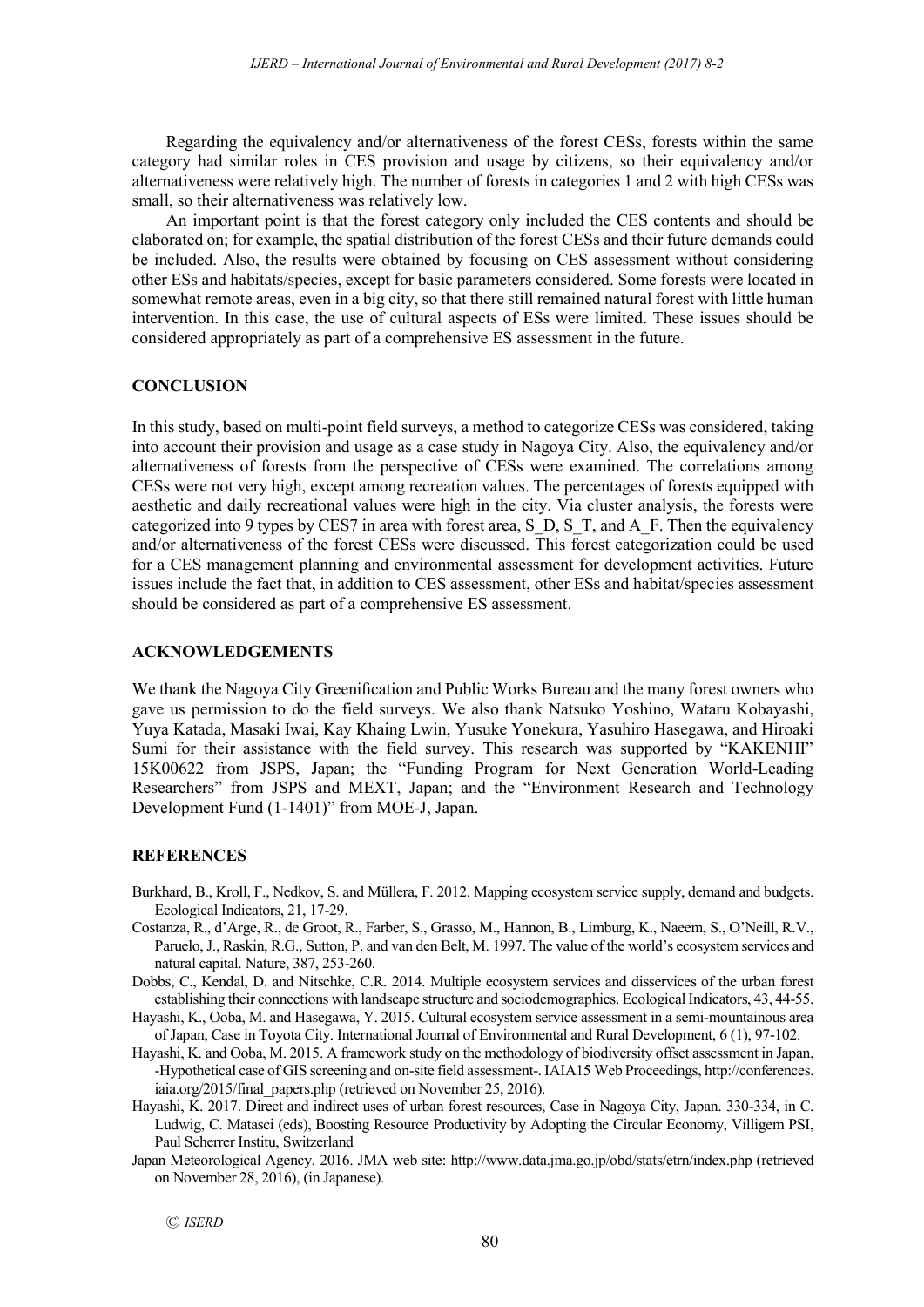Regarding the equivalency and/or alternativeness of the forest CESs, forests within the same category had similar roles in CES provision and usage by citizens, so their equivalency and/or alternativeness were relatively high. The number of forests in categories 1 and 2 with high CESs was small, so their alternativeness was relatively low.

An important point is that the forest category only included the CES contents and should be elaborated on; for example, the spatial distribution of the forest CESs and their future demands could be included. Also, the results were obtained by focusing on CES assessment without considering other ESs and habitats/species, except for basic parameters considered. Some forests were located in somewhat remote areas, even in a big city, so that there still remained natural forest with little human intervention. In this case, the use of cultural aspects of ESs were limited. These issues should be considered appropriately as part of a comprehensive ES assessment in the future.

## CONCLUSION

In this study, based on multi-point field surveys, a method to categorize CESs was considered, taking into account their provision and usage as a case study in Nagoya City. Also, the equivalency and/or alternativeness of forests from the perspective of CESs were examined. The correlations among CESs were not very high, except among recreation values. The percentages of forests equipped with aesthetic and daily recreational values were high in the city. Via cluster analysis, the forests were categorized into 9 types by CES7 in area with forest area, S_D, S_T, and A_F. Then the equivalency and/or alternativeness of the forest CESs were discussed. This forest categorization could be used for a CES management planning and environmental assessment for development activities. Future issues include the fact that, in addition to CES assessment, other ESs and habitat/species assessment should be considered as part of a comprehensive ES assessment.

## ACKNOWLEDGEMENTS

We thank the Nagoya City Greenification and Public Works Bureau and the many forest owners who gave us permission to do the field surveys. We also thank Natsuko Yoshino, Wataru Kobayashi, Yuya Katada, Masaki Iwai, Kay Khaing Lwin, Yusuke Yonekura, Yasuhiro Hasegawa, and Hiroaki Sumi for their assistance with the field survey. This research was supported by "KAKENHI" 15K00622 from JSPS, Japan; the "Funding Program for Next Generation World-Leading Researchers" from JSPS and MEXT, Japan; and the "Environment Research and Technology Development Fund (1-1401)" from MOE-J, Japan.

## REFERENCES

Burkhard, B., Kroll, F., Nedkov, S. and Müllera, F. 2012. Mapping ecosystem service supply, demand and budgets. Ecological Indicators, 21, 17-29.

Costanza, R., d'Arge, R., de Groot, R., Farber, S., Grasso, M., Hannon, B., Limburg, K., Naeem, S., O'Neill, R.V., Paruelo, J., Raskin, R.G., Sutton, P. and van den Belt, M. 1997. The value of the world's ecosystem services and natural capital. Nature, 387, 253-260.

Dobbs, C., Kendal, D. and Nitschke, C.R. 2014. Multiple ecosystem services and disservices of the urban forest establishing their connections with landscape structure and sociodemographics. Ecological Indicators, 43, 44-55.

Hayashi, K., Ooba, M. and Hasegawa, Y. 2015. Cultural ecosystem service assessment in a semi-mountainous area of Japan, Case in Toyota City. International Journal of Environmental and Rural Development, 6 (1), 97-102.

Hayashi, K. and Ooba, M. 2015. A framework study on the methodology of biodiversity offset assessment in Japan, -Hypothetical case of GIS screening and on-site field assessment-. IAIA15 Web Proceedings, http://conferences.iaia.org/2015/final_papers.php (retrieved on November 25, 2016).

Hayashi, K. 2017. Direct and indirect uses of urban forest resources, Case in Nagoya City, Japan. 330-334, in C. Ludwig, C. Matasci (eds), Boosting Resource Productivity by Adopting the Circular Economy, Villigem PSI, Paul Scherrer Institu, Switzerland

Japan Meteorological Agency. 2016. JMA web site: http://www.data.jma.go.jp/obd/stats/etrn/index.php (retrieved on November 28, 2016), (in Japanese).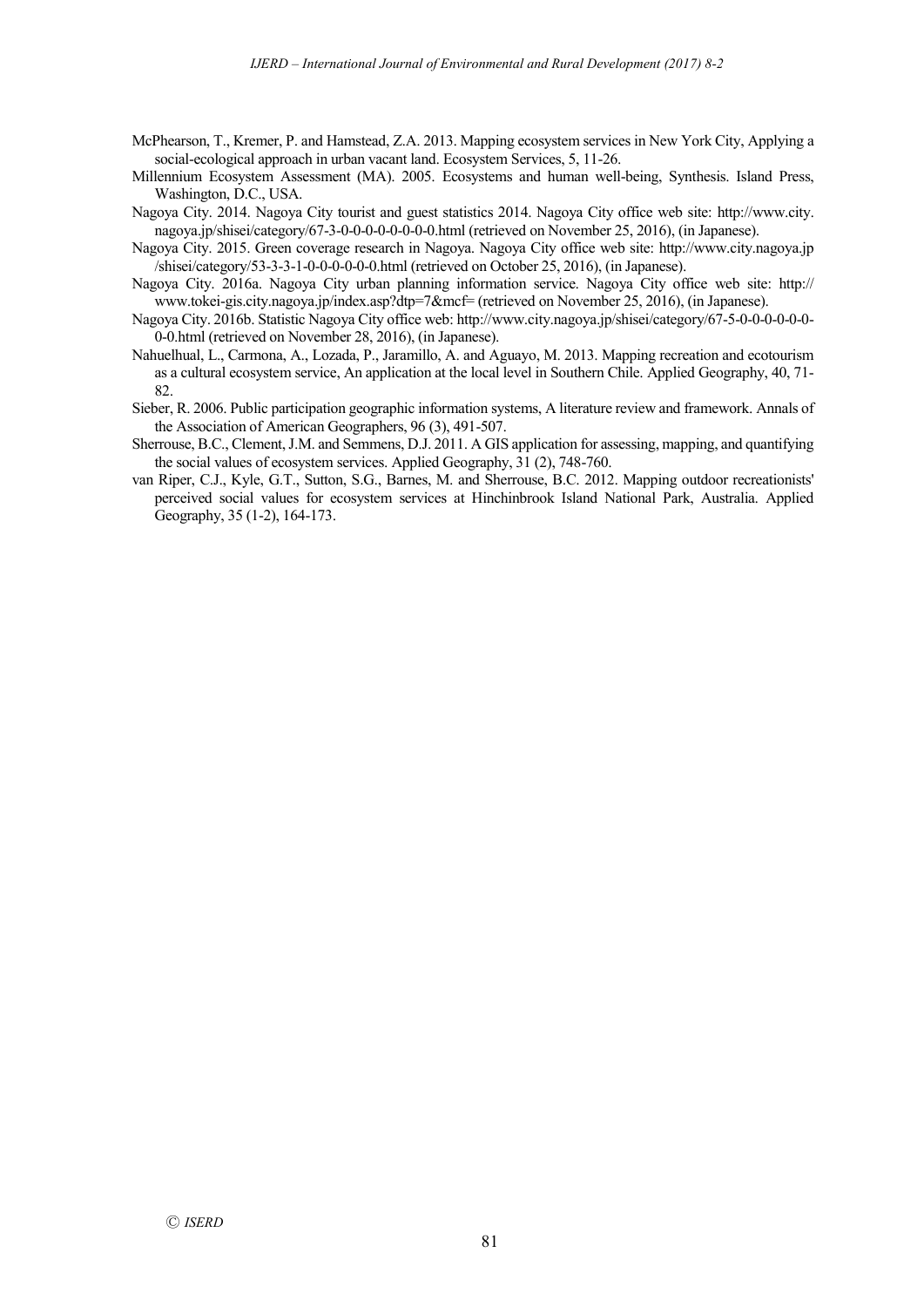McPhearson, T., Kremer, P. and Hamstead, Z.A. 2013. Mapping ecosystem services in New York City, Applying a social-ecological approach in urban vacant land. Ecosystem Services, 5, 11-26.

Millennium Ecosystem Assessment (MA). 2005. Ecosystems and human well-being, Synthesis. Island Press, Washington, D.C., USA.

Nagoya City. 2014. Nagoya City tourist and guest statistics 2014. Nagoya City office web site: http://www.city.nagoya.jp/shisei/category/67-3-0-0-0-0-0-0-0-0.html (retrieved on November 25, 2016), (in Japanese).

Nagoya City. 2015. Green coverage research in Nagoya. Nagoya City office web site: http://www.city.nagoya.jp/shisei/category/53-3-3-1-0-0-0-0-0-0.html (retrieved on October 25, 2016), (in Japanese).

Nagoya City. 2016a. Nagoya City urban planning information service. Nagoya City office web site: http://www.tokei-gis.city.nagoya.jp/index.asp?dtp=7&mcf= (retrieved on November 25, 2016), (in Japanese).

Nagoya City. 2016b. Statistic Nagoya City office web: http://www.city.nagoya.jp/shisei/category/67-5-0-0-0-0-0-0-0-0.html (retrieved on November 28, 2016), (in Japanese).

Nahuelhual, L., Carmona, A., Lozada, P., Jaramillo, A. and Aguayo, M. 2013. Mapping recreation and ecotourism as a cultural ecosystem service, An application at the local level in Southern Chile. Applied Geography, 40, 71-82.

Sieber, R. 2006. Public participation geographic information systems, A literature review and framework. Annals of the Association of American Geographers, 96 (3), 491-507.

Sherrouse, B.C., Clement, J.M. and Semmens, D.J. 2011. A GIS application for assessing, mapping, and quantifying the social values of ecosystem services. Applied Geography, 31 (2), 748-760.

van Riper, C.J., Kyle, G.T., Sutton, S.G., Barnes, M. and Sherrouse, B.C. 2012. Mapping outdoor recreationists' perceived social values for ecosystem services at Hinchinbrook Island National Park, Australia. Applied Geography, 35 (1-2), 164-173.